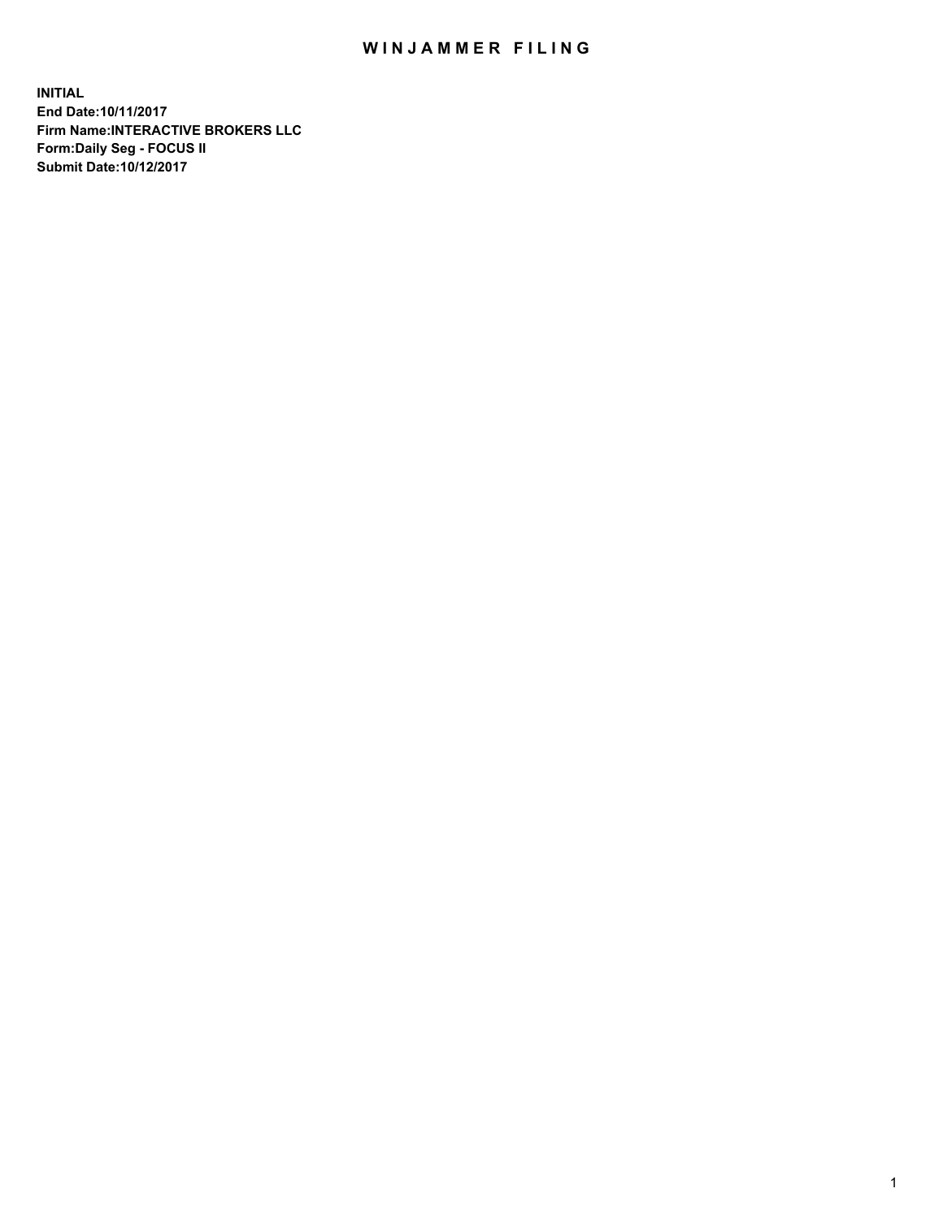# WINJAMMER FILING

**INITIAL**
**End Date:10/11/2017**
**Firm Name:INTERACTIVE BROKERS LLC**
**Form:Daily Seg - FOCUS II**
**Submit Date:10/12/2017**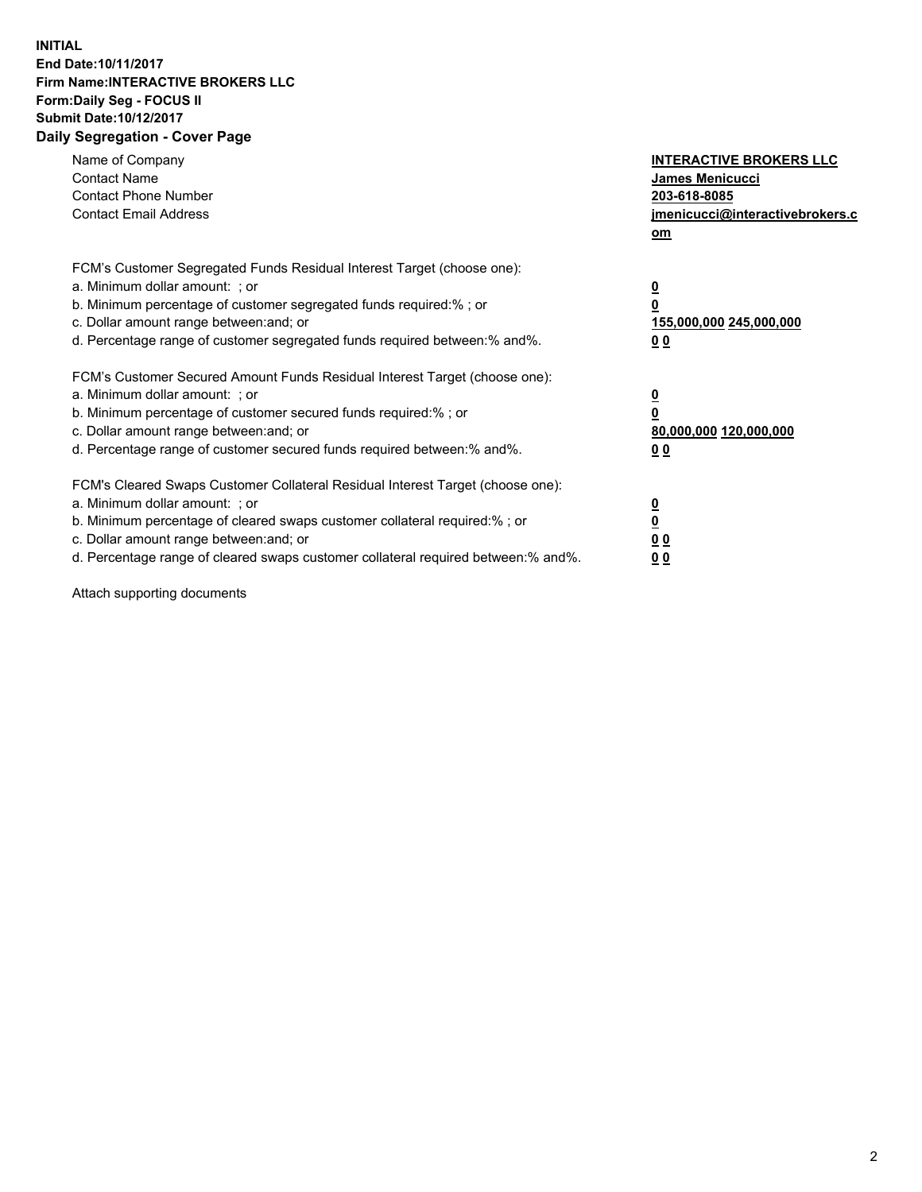**INITIAL**
**End Date:10/11/2017**
**Firm Name:INTERACTIVE BROKERS LLC**
**Form:Daily Seg - FOCUS II**
**Submit Date:10/12/2017**

## Daily Segregation - Cover Page

| | |
|---|---|
| Name of Company | **INTERACTIVE BROKERS LLC** |
| Contact Name | **James Menicucci** |
| Contact Phone Number | **203-618-8085** |
| Contact Email Address | **jmenicucci@interactivebrokers.com** |

FCM's Customer Segregated Funds Residual Interest Target (choose one):

| | |
|---|---|
| a. Minimum dollar amount: ; or | **0** |
| b. Minimum percentage of customer segregated funds required:% ; or | **0** |
| c. Dollar amount range between:and; or | **155,000,000 245,000,000** |
| d. Percentage range of customer segregated funds required between:% and%. | **0 0** |

FCM's Customer Secured Amount Funds Residual Interest Target (choose one):

| | |
|---|---|
| a. Minimum dollar amount: ; or | **0** |
| b. Minimum percentage of customer secured funds required:% ; or | **0** |
| c. Dollar amount range between:and; or | **80,000,000 120,000,000** |
| d. Percentage range of customer secured funds required between:% and%. | **0 0** |

FCM's Cleared Swaps Customer Collateral Residual Interest Target (choose one):

| | |
|---|---|
| a. Minimum dollar amount: ; or | **0** |
| b. Minimum percentage of cleared swaps customer collateral required:% ; or | **0** |
| c. Dollar amount range between:and; or | **0 0** |
| d. Percentage range of cleared swaps customer collateral required between:% and%. | **0 0** |

Attach supporting documents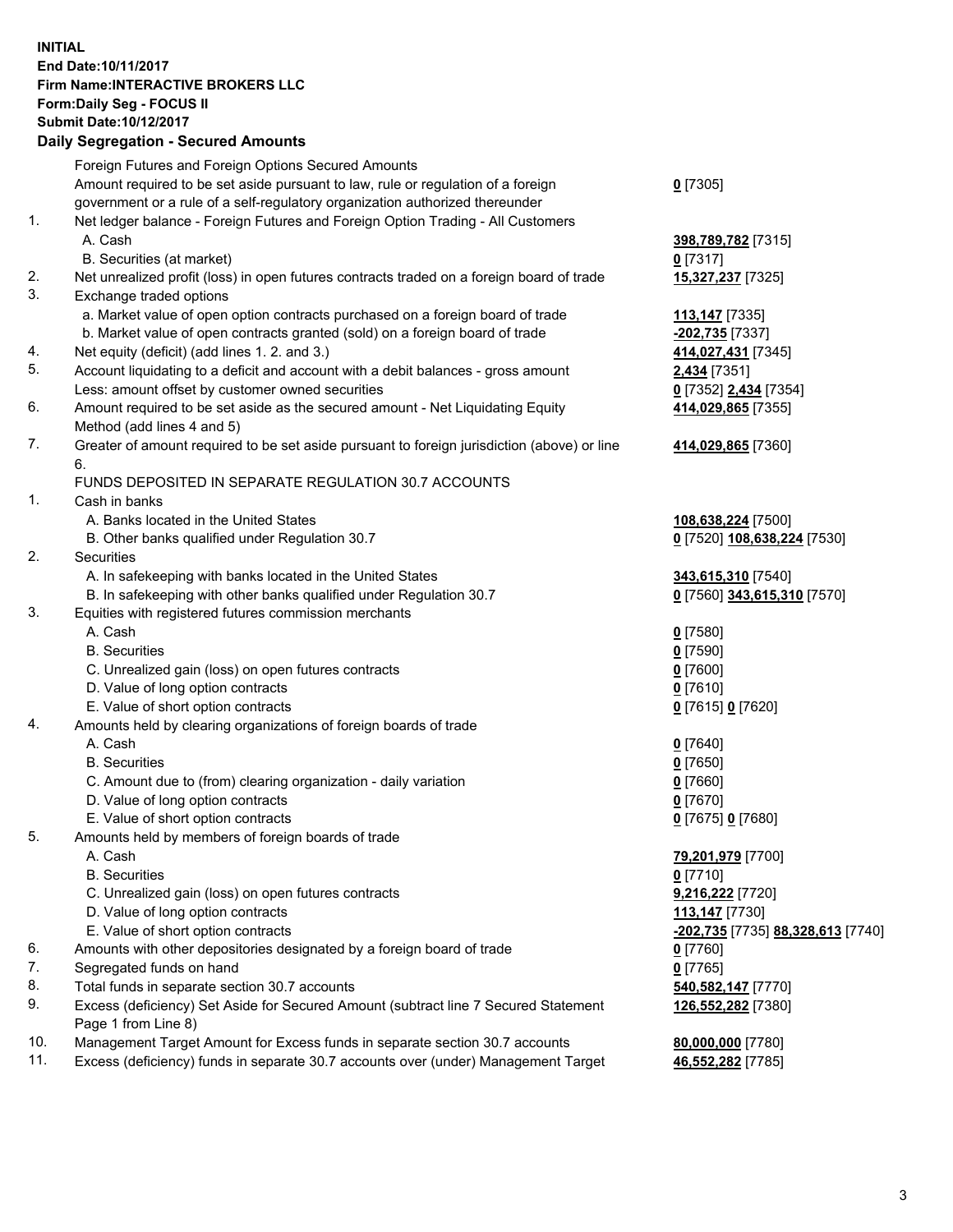**INITIAL**
**End Date:10/11/2017**
**Firm Name:INTERACTIVE BROKERS LLC**
**Form:Daily Seg - FOCUS II**
**Submit Date:10/12/2017**

## Daily Segregation - Secured Amounts

| | | |
|---|---|---|
| | Foreign Futures and Foreign Options Secured Amounts | |
| | Amount required to be set aside pursuant to law, rule or regulation of a foreign government or a rule of a self-regulatory organization authorized thereunder | **0** [7305] |
| 1. | Net ledger balance - Foreign Futures and Foreign Option Trading - All Customers | |
| | A. Cash | **398,789,782** [7315] |
| | B. Securities (at market) | **0** [7317] |
| 2. | Net unrealized profit (loss) in open futures contracts traded on a foreign board of trade | **15,327,237** [7325] |
| 3. | Exchange traded options | |
| | a. Market value of open option contracts purchased on a foreign board of trade | **113,147** [7335] |
| | b. Market value of open contracts granted (sold) on a foreign board of trade | **-202,735** [7337] |
| 4. | Net equity (deficit) (add lines 1. 2. and 3.) | **414,027,431** [7345] |
| 5. | Account liquidating to a deficit and account with a debit balances - gross amount | **2,434** [7351] |
| | Less: amount offset by customer owned securities | **0** [7352] **2,434** [7354] |
| 6. | Amount required to be set aside as the secured amount - Net Liquidating Equity Method (add lines 4 and 5) | **414,029,865** [7355] |
| 7. | Greater of amount required to be set aside pursuant to foreign jurisdiction (above) or line 6. | **414,029,865** [7360] |
| | FUNDS DEPOSITED IN SEPARATE REGULATION 30.7 ACCOUNTS | |
| 1. | Cash in banks | |
| | A. Banks located in the United States | **108,638,224** [7500] |
| | B. Other banks qualified under Regulation 30.7 | **0** [7520] **108,638,224** [7530] |
| 2. | Securities | |
| | A. In safekeeping with banks located in the United States | **343,615,310** [7540] |
| | B. In safekeeping with other banks qualified under Regulation 30.7 | **0** [7560] **343,615,310** [7570] |
| 3. | Equities with registered futures commission merchants | |
| | A. Cash | **0** [7580] |
| | B. Securities | **0** [7590] |
| | C. Unrealized gain (loss) on open futures contracts | **0** [7600] |
| | D. Value of long option contracts | **0** [7610] |
| | E. Value of short option contracts | **0** [7615] **0** [7620] |
| 4. | Amounts held by clearing organizations of foreign boards of trade | |
| | A. Cash | **0** [7640] |
| | B. Securities | **0** [7650] |
| | C. Amount due to (from) clearing organization - daily variation | **0** [7660] |
| | D. Value of long option contracts | **0** [7670] |
| | E. Value of short option contracts | **0** [7675] **0** [7680] |
| 5. | Amounts held by members of foreign boards of trade | |
| | A. Cash | **79,201,979** [7700] |
| | B. Securities | **0** [7710] |
| | C. Unrealized gain (loss) on open futures contracts | **9,216,222** [7720] |
| | D. Value of long option contracts | **113,147** [7730] |
| | E. Value of short option contracts | **-202,735** [7735] **88,328,613** [7740] |
| 6. | Amounts with other depositories designated by a foreign board of trade | **0** [7760] |
| 7. | Segregated funds on hand | **0** [7765] |
| 8. | Total funds in separate section 30.7 accounts | **540,582,147** [7770] |
| 9. | Excess (deficiency) Set Aside for Secured Amount (subtract line 7 Secured Statement Page 1 from Line 8) | **126,552,282** [7380] |
| 10. | Management Target Amount for Excess funds in separate section 30.7 accounts | **80,000,000** [7780] |
| 11. | Excess (deficiency) funds in separate 30.7 accounts over (under) Management Target | **46,552,282** [7785] |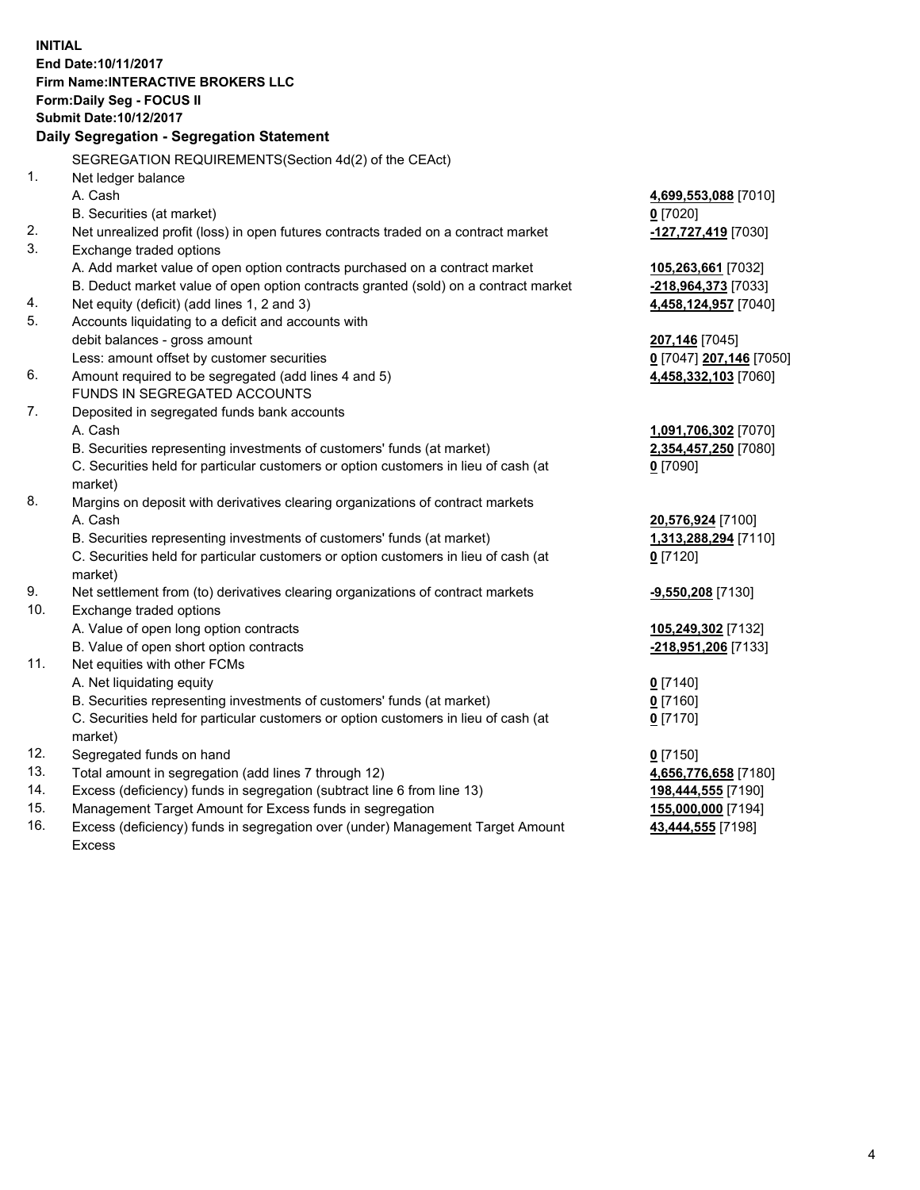**INITIAL**
**End Date:10/11/2017**
**Firm Name:INTERACTIVE BROKERS LLC**
**Form:Daily Seg - FOCUS II**
**Submit Date:10/12/2017**

**Daily Segregation - Segregation Statement**

| | | |
|---|---|---|
| | SEGREGATION REQUIREMENTS(Section 4d(2) of the CEAct) | |
| 1. | Net ledger balance | |
| | A. Cash | **4,699,553,088** [7010] |
| | B. Securities (at market) | **0** [7020] |
| 2. | Net unrealized profit (loss) in open futures contracts traded on a contract market | **-127,727,419** [7030] |
| 3. | Exchange traded options | |
| | A. Add market value of open option contracts purchased on a contract market | **105,263,661** [7032] |
| | B. Deduct market value of open option contracts granted (sold) on a contract market | **-218,964,373** [7033] |
| 4. | Net equity (deficit) (add lines 1, 2 and 3) | **4,458,124,957** [7040] |
| 5. | Accounts liquidating to a deficit and accounts with | |
| | debit balances - gross amount | **207,146** [7045] |
| | Less: amount offset by customer securities | **0** [7047] **207,146** [7050] |
| 6. | Amount required to be segregated (add lines 4 and 5) | **4,458,332,103** [7060] |
| | FUNDS IN SEGREGATED ACCOUNTS | |
| 7. | Deposited in segregated funds bank accounts | |
| | A. Cash | **1,091,706,302** [7070] |
| | B. Securities representing investments of customers' funds (at market) | **2,354,457,250** [7080] |
| | C. Securities held for particular customers or option customers in lieu of cash (at market) | **0** [7090] |
| 8. | Margins on deposit with derivatives clearing organizations of contract markets | |
| | A. Cash | **20,576,924** [7100] |
| | B. Securities representing investments of customers' funds (at market) | **1,313,288,294** [7110] |
| | C. Securities held for particular customers or option customers in lieu of cash (at market) | **0** [7120] |
| 9. | Net settlement from (to) derivatives clearing organizations of contract markets | **-9,550,208** [7130] |
| 10. | Exchange traded options | |
| | A. Value of open long option contracts | **105,249,302** [7132] |
| | B. Value of open short option contracts | **-218,951,206** [7133] |
| 11. | Net equities with other FCMs | |
| | A. Net liquidating equity | **0** [7140] |
| | B. Securities representing investments of customers' funds (at market) | **0** [7160] |
| | C. Securities held for particular customers or option customers in lieu of cash (at market) | **0** [7170] |
| 12. | Segregated funds on hand | **0** [7150] |
| 13. | Total amount in segregation (add lines 7 through 12) | **4,656,776,658** [7180] |
| 14. | Excess (deficiency) funds in segregation (subtract line 6 from line 13) | **198,444,555** [7190] |
| 15. | Management Target Amount for Excess funds in segregation | **155,000,000** [7194] |
| 16. | Excess (deficiency) funds in segregation over (under) Management Target Amount Excess | **43,444,555** [7198] |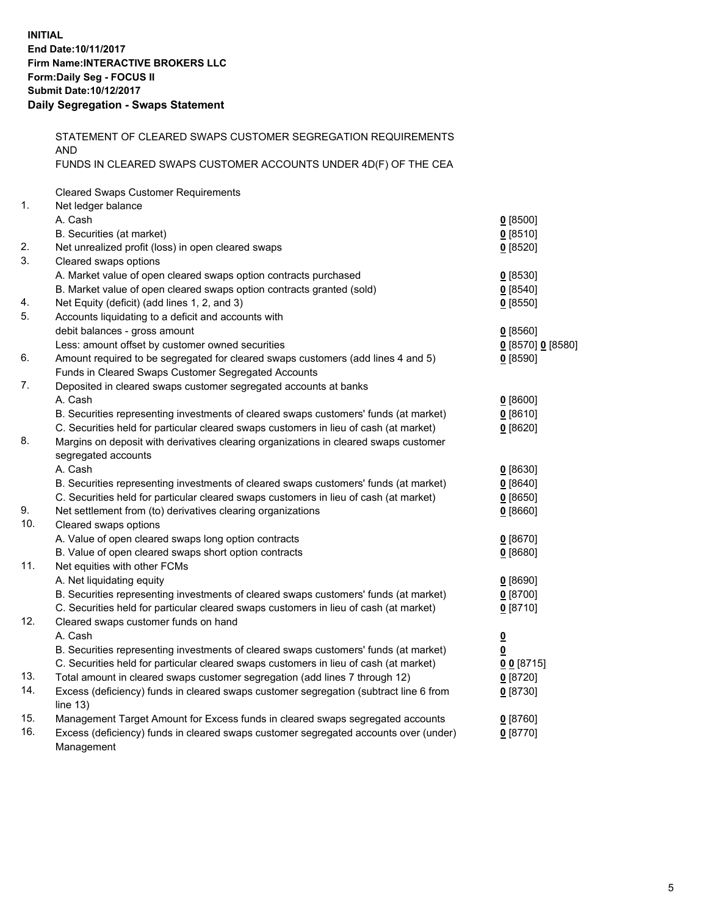**INITIAL**
**End Date:10/11/2017**
**Firm Name:INTERACTIVE BROKERS LLC**
**Form:Daily Seg - FOCUS II**
**Submit Date:10/12/2017**
**Daily Segregation - Swaps Statement**

STATEMENT OF CLEARED SWAPS CUSTOMER SEGREGATION REQUIREMENTS AND FUNDS IN CLEARED SWAPS CUSTOMER ACCOUNTS UNDER 4D(F) OF THE CEA

| | | |
|---|---|---|
| | Cleared Swaps Customer Requirements | |
| 1. | Net ledger balance | |
| | A. Cash | 0 [8500] |
| | B. Securities (at market) | 0 [8510] |
| 2. | Net unrealized profit (loss) in open cleared swaps | 0 [8520] |
| 3. | Cleared swaps options | |
| | A. Market value of open cleared swaps option contracts purchased | 0 [8530] |
| | B. Market value of open cleared swaps option contracts granted (sold) | 0 [8540] |
| 4. | Net Equity (deficit) (add lines 1, 2, and 3) | 0 [8550] |
| 5. | Accounts liquidating to a deficit and accounts with debit balances - gross amount | 0 [8560] |
| | Less: amount offset by customer owned securities | 0 [8570] 0 [8580] |
| 6. | Amount required to be segregated for cleared swaps customers (add lines 4 and 5) | 0 [8590] |
| | Funds in Cleared Swaps Customer Segregated Accounts | |
| 7. | Deposited in cleared swaps customer segregated accounts at banks | |
| | A. Cash | 0 [8600] |
| | B. Securities representing investments of cleared swaps customers' funds (at market) | 0 [8610] |
| | C. Securities held for particular cleared swaps customers in lieu of cash (at market) | 0 [8620] |
| 8. | Margins on deposit with derivatives clearing organizations in cleared swaps customer segregated accounts | |
| | A. Cash | 0 [8630] |
| | B. Securities representing investments of cleared swaps customers' funds (at market) | 0 [8640] |
| | C. Securities held for particular cleared swaps customers in lieu of cash (at market) | 0 [8650] |
| 9. | Net settlement from (to) derivatives clearing organizations | 0 [8660] |
| 10. | Cleared swaps options | |
| | A. Value of open cleared swaps long option contracts | 0 [8670] |
| | B. Value of open cleared swaps short option contracts | 0 [8680] |
| 11. | Net equities with other FCMs | |
| | A. Net liquidating equity | 0 [8690] |
| | B. Securities representing investments of cleared swaps customers' funds (at market) | 0 [8700] |
| | C. Securities held for particular cleared swaps customers in lieu of cash (at market) | 0 [8710] |
| 12. | Cleared swaps customer funds on hand | |
| | A. Cash | 0 |
| | B. Securities representing investments of cleared swaps customers' funds (at market) | 0 |
| | C. Securities held for particular cleared swaps customers in lieu of cash (at market) | 0 0 [8715] |
| 13. | Total amount in cleared swaps customer segregation (add lines 7 through 12) | 0 [8720] |
| 14. | Excess (deficiency) funds in cleared swaps customer segregation (subtract line 6 from line 13) | 0 [8730] |
| 15. | Management Target Amount for Excess funds in cleared swaps segregated accounts | 0 [8760] |
| 16. | Excess (deficiency) funds in cleared swaps customer segregated accounts over (under) Management | 0 [8770] |